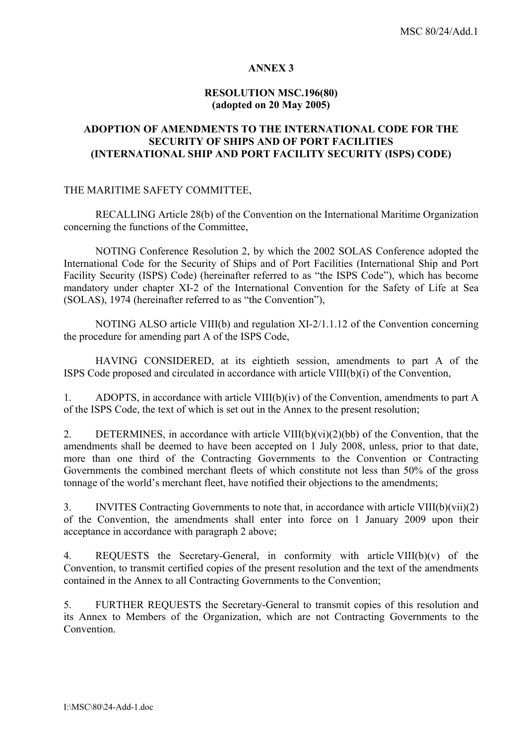## ANNEX 3

### RESOLUTION MSC.196(80)
### (adopted on 20 May 2005)

### ADOPTION OF AMENDMENTS TO THE INTERNATIONAL CODE FOR THE SECURITY OF SHIPS AND OF PORT FACILITIES (INTERNATIONAL SHIP AND PORT FACILITY SECURITY (ISPS) CODE)

THE MARITIME SAFETY COMMITTEE,

RECALLING Article 28(b) of the Convention on the International Maritime Organization concerning the functions of the Committee,

NOTING Conference Resolution 2, by which the 2002 SOLAS Conference adopted the International Code for the Security of Ships and of Port Facilities (International Ship and Port Facility Security (ISPS) Code) (hereinafter referred to as "the ISPS Code"), which has become mandatory under chapter XI-2 of the International Convention for the Safety of Life at Sea (SOLAS), 1974 (hereinafter referred to as "the Convention"),

NOTING ALSO article VIII(b) and regulation XI-2/1.1.12 of the Convention concerning the procedure for amending part A of the ISPS Code,

HAVING CONSIDERED, at its eightieth session, amendments to part A of the ISPS Code proposed and circulated in accordance with article VIII(b)(i) of the Convention,

1. ADOPTS, in accordance with article VIII(b)(iv) of the Convention, amendments to part A of the ISPS Code, the text of which is set out in the Annex to the present resolution;

2. DETERMINES, in accordance with article VIII(b)(vi)(2)(bb) of the Convention, that the amendments shall be deemed to have been accepted on 1 July 2008, unless, prior to that date, more than one third of the Contracting Governments to the Convention or Contracting Governments the combined merchant fleets of which constitute not less than 50% of the gross tonnage of the world's merchant fleet, have notified their objections to the amendments;

3. INVITES Contracting Governments to note that, in accordance with article VIII(b)(vii)(2) of the Convention, the amendments shall enter into force on 1 January 2009 upon their acceptance in accordance with paragraph 2 above;

4. REQUESTS the Secretary-General, in conformity with article VIII(b)(v) of the Convention, to transmit certified copies of the present resolution and the text of the amendments contained in the Annex to all Contracting Governments to the Convention;

5. FURTHER REQUESTS the Secretary-General to transmit copies of this resolution and its Annex to Members of the Organization, which are not Contracting Governments to the Convention.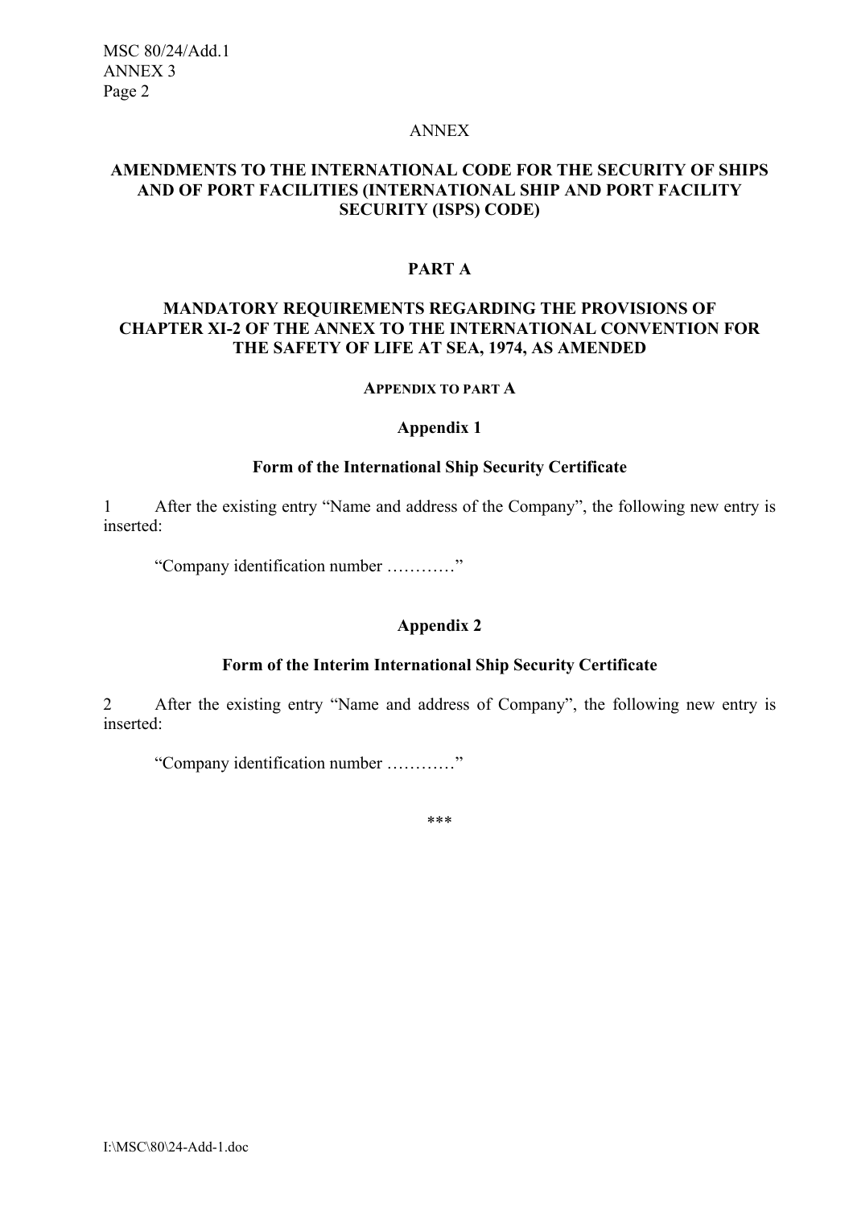ANNEX

**AMENDMENTS TO THE INTERNATIONAL CODE FOR THE SECURITY OF SHIPS AND OF PORT FACILITIES (INTERNATIONAL SHIP AND PORT FACILITY SECURITY (ISPS) CODE)**

**PART A**

**MANDATORY REQUIREMENTS REGARDING THE PROVISIONS OF CHAPTER XI-2 OF THE ANNEX TO THE INTERNATIONAL CONVENTION FOR THE SAFETY OF LIFE AT SEA, 1974, AS AMENDED**

**APPENDIX TO PART A**

**Appendix 1**

**Form of the International Ship Security Certificate**

1 After the existing entry "Name and address of the Company", the following new entry is inserted:

"Company identification number …………"

**Appendix 2**

**Form of the Interim International Ship Security Certificate**

2 After the existing entry "Name and address of Company", the following new entry is inserted:

"Company identification number …………"

***